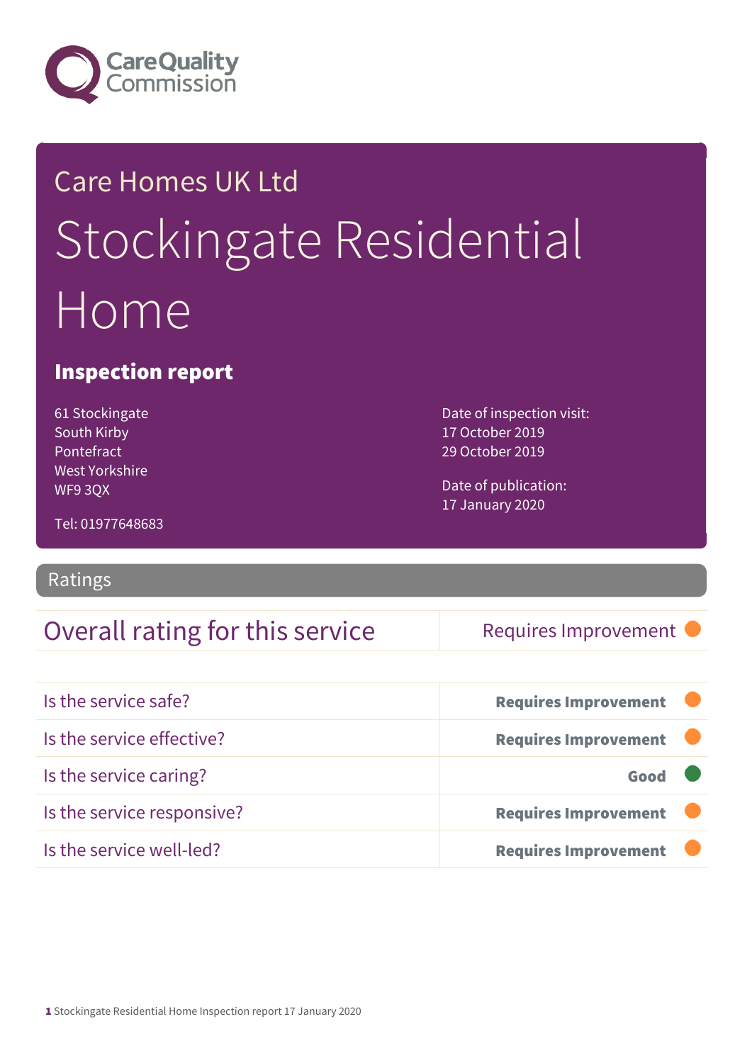Care Quality Commission

# Care Homes UK Ltd

# Stockingate Residential Home

## Inspection report

61 Stockingate
South Kirby
Pontefract
West Yorkshire
WF9 3QX

Tel: 01977648683

Date of inspection visit:
17 October 2019
29 October 2019

Date of publication:
17 January 2020

## Ratings

| | |
|---|---|
| Overall rating for this service | Requires Improvement |

| | |
|---|---|
| Is the service safe? | **Requires Improvement** |
| Is the service effective? | **Requires Improvement** |
| Is the service caring? | **Good** |
| Is the service responsive? | **Requires Improvement** |
| Is the service well-led? | **Requires Improvement** |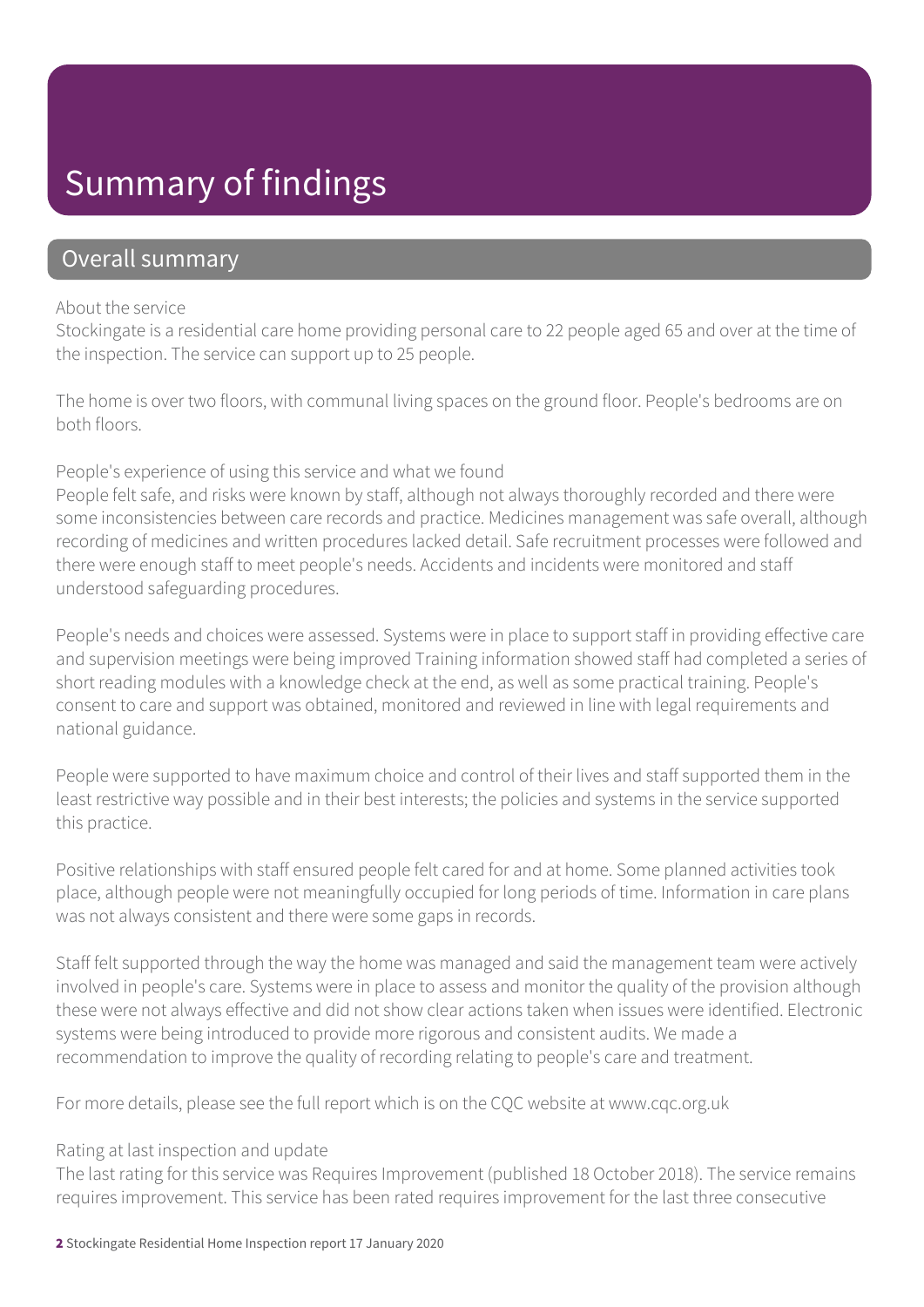# Summary of findings

## Overall summary

About the service

Stockingate is a residential care home providing personal care to 22 people aged 65 and over at the time of the inspection. The service can support up to 25 people.

The home is over two floors, with communal living spaces on the ground floor. People's bedrooms are on both floors.

People's experience of using this service and what we found

People felt safe, and risks were known by staff, although not always thoroughly recorded and there were some inconsistencies between care records and practice. Medicines management was safe overall, although recording of medicines and written procedures lacked detail. Safe recruitment processes were followed and there were enough staff to meet people's needs. Accidents and incidents were monitored and staff understood safeguarding procedures.

People's needs and choices were assessed. Systems were in place to support staff in providing effective care and supervision meetings were being improved Training information showed staff had completed a series of short reading modules with a knowledge check at the end, as well as some practical training. People's consent to care and support was obtained, monitored and reviewed in line with legal requirements and national guidance.

People were supported to have maximum choice and control of their lives and staff supported them in the least restrictive way possible and in their best interests; the policies and systems in the service supported this practice.

Positive relationships with staff ensured people felt cared for and at home. Some planned activities took place, although people were not meaningfully occupied for long periods of time. Information in care plans was not always consistent and there were some gaps in records.

Staff felt supported through the way the home was managed and said the management team were actively involved in people's care. Systems were in place to assess and monitor the quality of the provision although these were not always effective and did not show clear actions taken when issues were identified. Electronic systems were being introduced to provide more rigorous and consistent audits. We made a recommendation to improve the quality of recording relating to people's care and treatment.

For more details, please see the full report which is on the CQC website at www.cqc.org.uk

Rating at last inspection and update

The last rating for this service was Requires Improvement (published 18 October 2018). The service remains requires improvement. This service has been rated requires improvement for the last three consecutive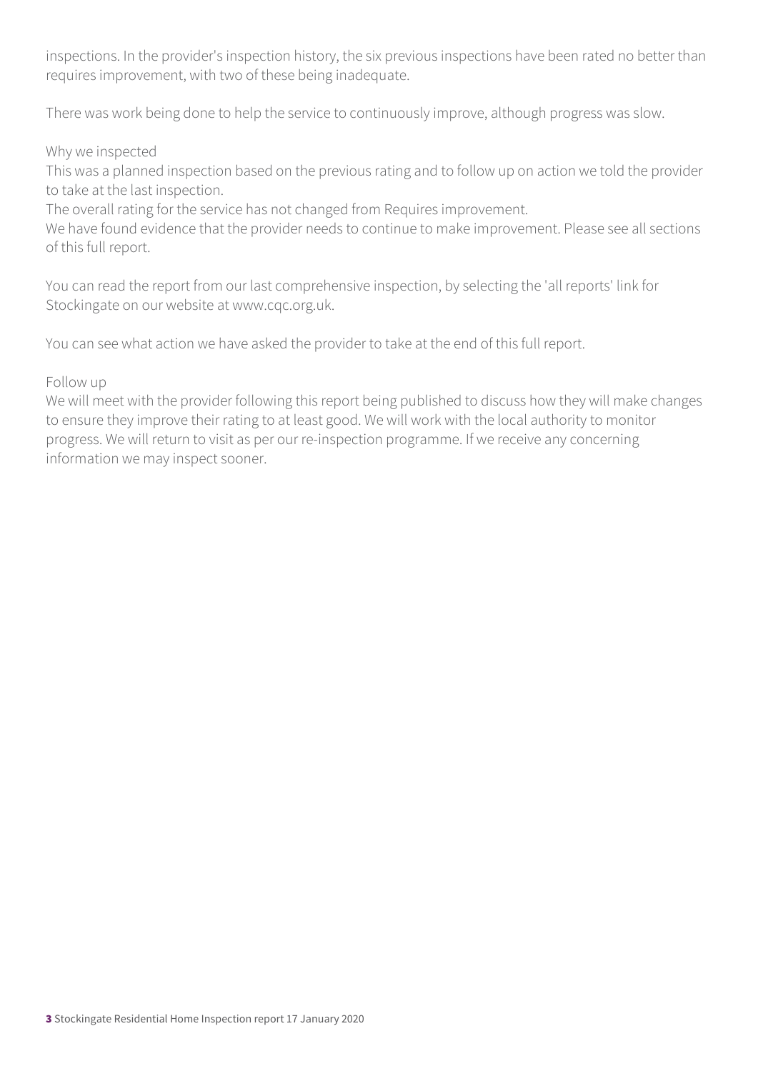inspections. In the provider's inspection history, the six previous inspections have been rated no better than requires improvement, with two of these being inadequate.

There was work being done to help the service to continuously improve, although progress was slow.

Why we inspected

This was a planned inspection based on the previous rating and to follow up on action we told the provider to take at the last inspection.

The overall rating for the service has not changed from Requires improvement.

We have found evidence that the provider needs to continue to make improvement. Please see all sections of this full report.

You can read the report from our last comprehensive inspection, by selecting the 'all reports' link for Stockingate on our website at www.cqc.org.uk.

You can see what action we have asked the provider to take at the end of this full report.

Follow up

We will meet with the provider following this report being published to discuss how they will make changes to ensure they improve their rating to at least good. We will work with the local authority to monitor progress. We will return to visit as per our re-inspection programme. If we receive any concerning information we may inspect sooner.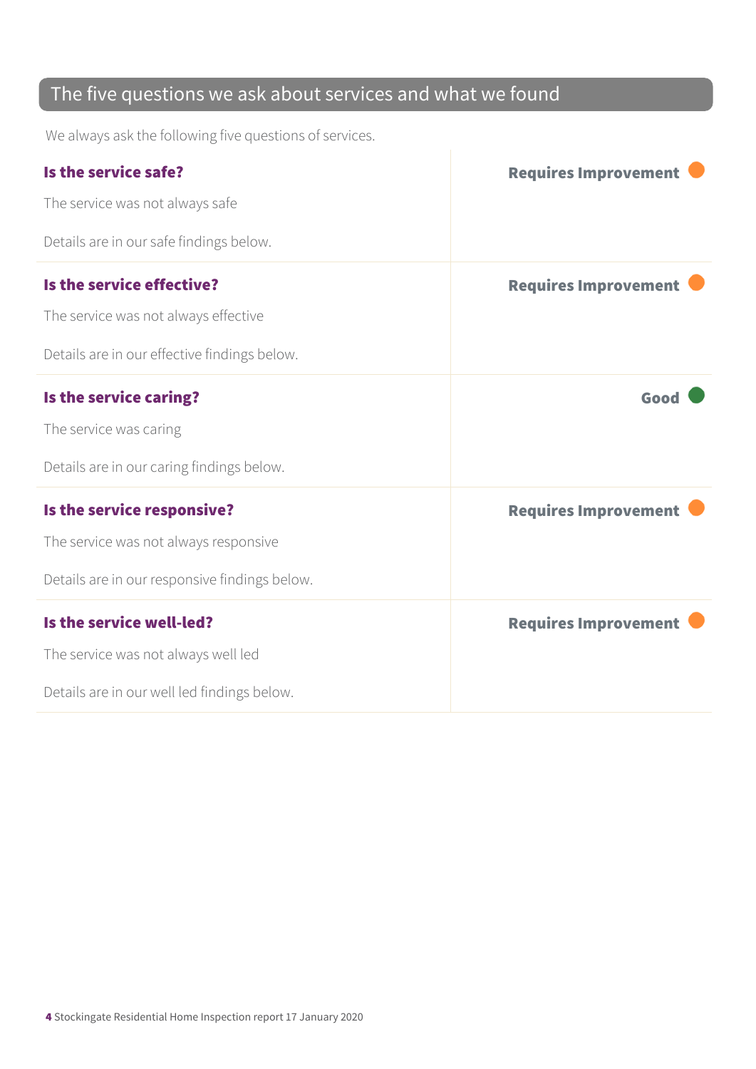## The five questions we ask about services and what we found

We always ask the following five questions of services.

| | |
|---|---|
| **Is the service safe?**<br><br>The service was not always safe<br><br>Details are in our safe findings below. | **Requires Improvement** |
| **Is the service effective?**<br><br>The service was not always effective<br><br>Details are in our effective findings below. | **Requires Improvement** |
| **Is the service caring?**<br><br>The service was caring<br><br>Details are in our caring findings below. | **Good** |
| **Is the service responsive?**<br><br>The service was not always responsive<br><br>Details are in our responsive findings below. | **Requires Improvement** |
| **Is the service well-led?**<br><br>The service was not always well led<br><br>Details are in our well led findings below. | **Requires Improvement** |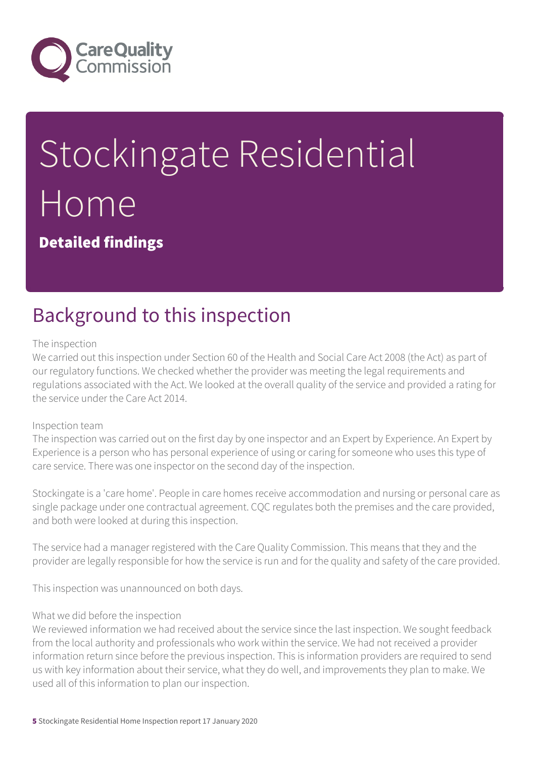# Stockingate Residential Home

**Detailed findings**

## Background to this inspection

The inspection

We carried out this inspection under Section 60 of the Health and Social Care Act 2008 (the Act) as part of our regulatory functions. We checked whether the provider was meeting the legal requirements and regulations associated with the Act. We looked at the overall quality of the service and provided a rating for the service under the Care Act 2014.

Inspection team

The inspection was carried out on the first day by one inspector and an Expert by Experience. An Expert by Experience is a person who has personal experience of using or caring for someone who uses this type of care service. There was one inspector on the second day of the inspection.

Stockingate is a 'care home'. People in care homes receive accommodation and nursing or personal care as single package under one contractual agreement. CQC regulates both the premises and the care provided, and both were looked at during this inspection.

The service had a manager registered with the Care Quality Commission. This means that they and the provider are legally responsible for how the service is run and for the quality and safety of the care provided.

This inspection was unannounced on both days.

What we did before the inspection

We reviewed information we had received about the service since the last inspection. We sought feedback from the local authority and professionals who work within the service. We had not received a provider information return since before the previous inspection. This is information providers are required to send us with key information about their service, what they do well, and improvements they plan to make. We used all of this information to plan our inspection.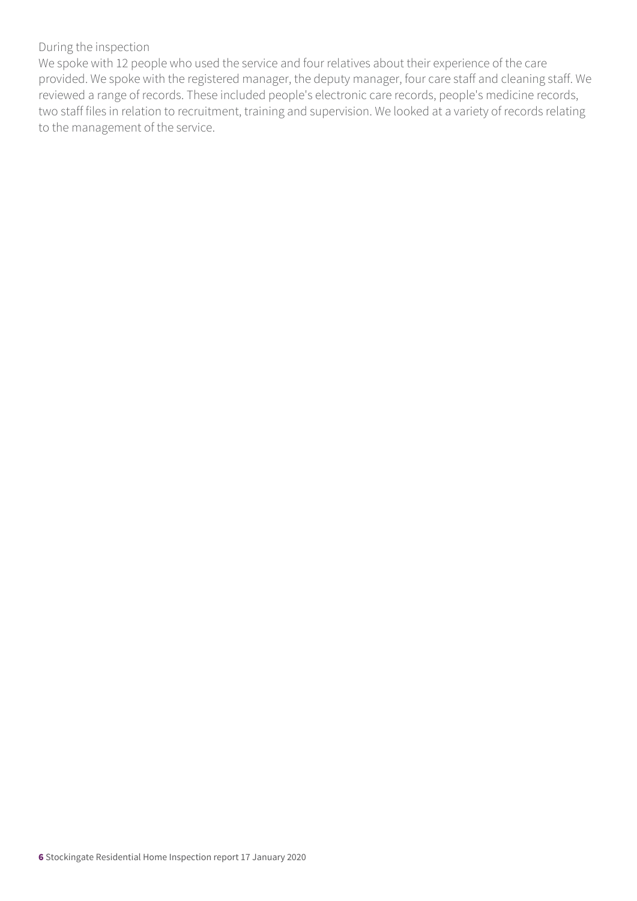During the inspection

We spoke with 12 people who used the service and four relatives about their experience of the care provided. We spoke with the registered manager, the deputy manager, four care staff and cleaning staff. We reviewed a range of records. These included people's electronic care records, people's medicine records, two staff files in relation to recruitment, training and supervision. We looked at a variety of records relating to the management of the service.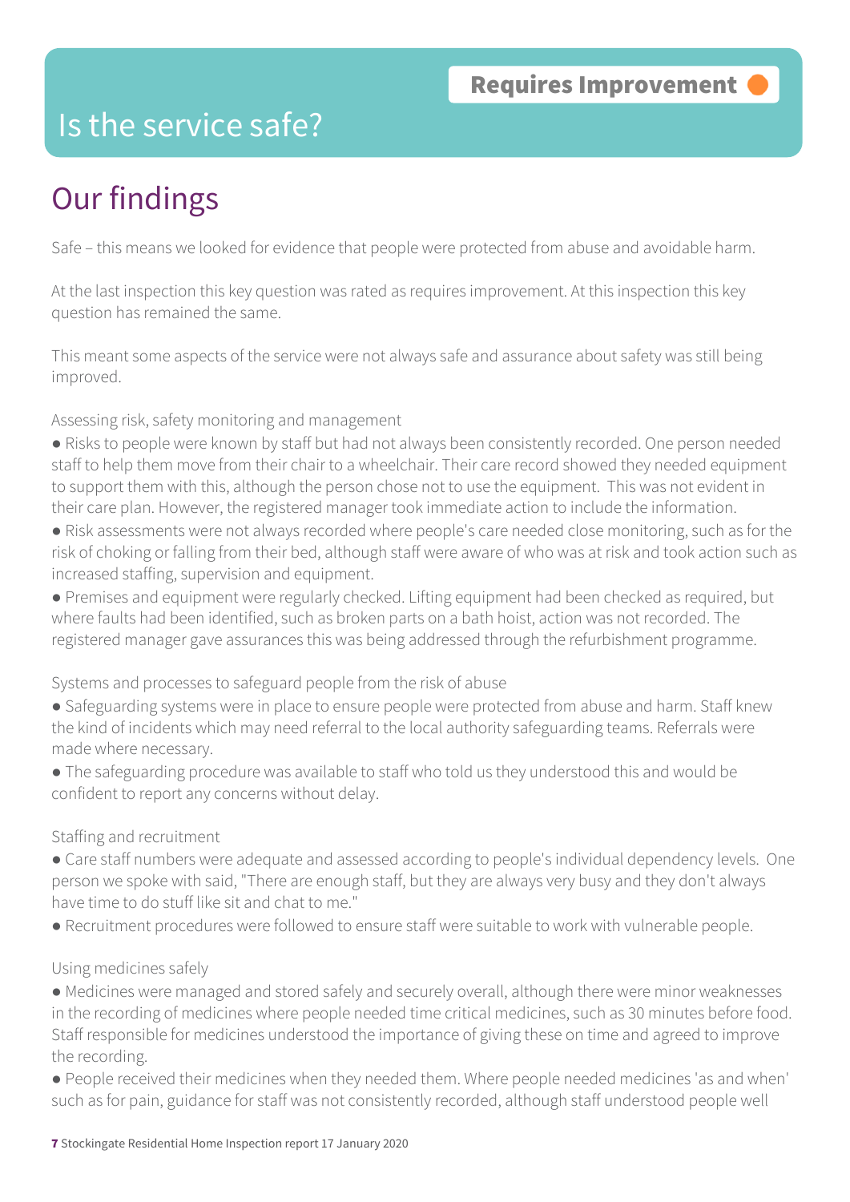**Requires Improvement**

# Is the service safe?

## Our findings

Safe – this means we looked for evidence that people were protected from abuse and avoidable harm.

At the last inspection this key question was rated as requires improvement. At this inspection this key question has remained the same.

This meant some aspects of the service were not always safe and assurance about safety was still being improved.

Assessing risk, safety monitoring and management

- Risks to people were known by staff but had not always been consistently recorded. One person needed staff to help them move from their chair to a wheelchair. Their care record showed they needed equipment to support them with this, although the person chose not to use the equipment. This was not evident in their care plan. However, the registered manager took immediate action to include the information.
- Risk assessments were not always recorded where people's care needed close monitoring, such as for the risk of choking or falling from their bed, although staff were aware of who was at risk and took action such as increased staffing, supervision and equipment.
- Premises and equipment were regularly checked. Lifting equipment had been checked as required, but where faults had been identified, such as broken parts on a bath hoist, action was not recorded. The registered manager gave assurances this was being addressed through the refurbishment programme.

Systems and processes to safeguard people from the risk of abuse

- Safeguarding systems were in place to ensure people were protected from abuse and harm. Staff knew the kind of incidents which may need referral to the local authority safeguarding teams. Referrals were made where necessary.
- The safeguarding procedure was available to staff who told us they understood this and would be confident to report any concerns without delay.

Staffing and recruitment

- Care staff numbers were adequate and assessed according to people's individual dependency levels. One person we spoke with said, "There are enough staff, but they are always very busy and they don't always have time to do stuff like sit and chat to me."
- Recruitment procedures were followed to ensure staff were suitable to work with vulnerable people.

Using medicines safely

- Medicines were managed and stored safely and securely overall, although there were minor weaknesses in the recording of medicines where people needed time critical medicines, such as 30 minutes before food. Staff responsible for medicines understood the importance of giving these on time and agreed to improve the recording.
- People received their medicines when they needed them. Where people needed medicines 'as and when' such as for pain, guidance for staff was not consistently recorded, although staff understood people well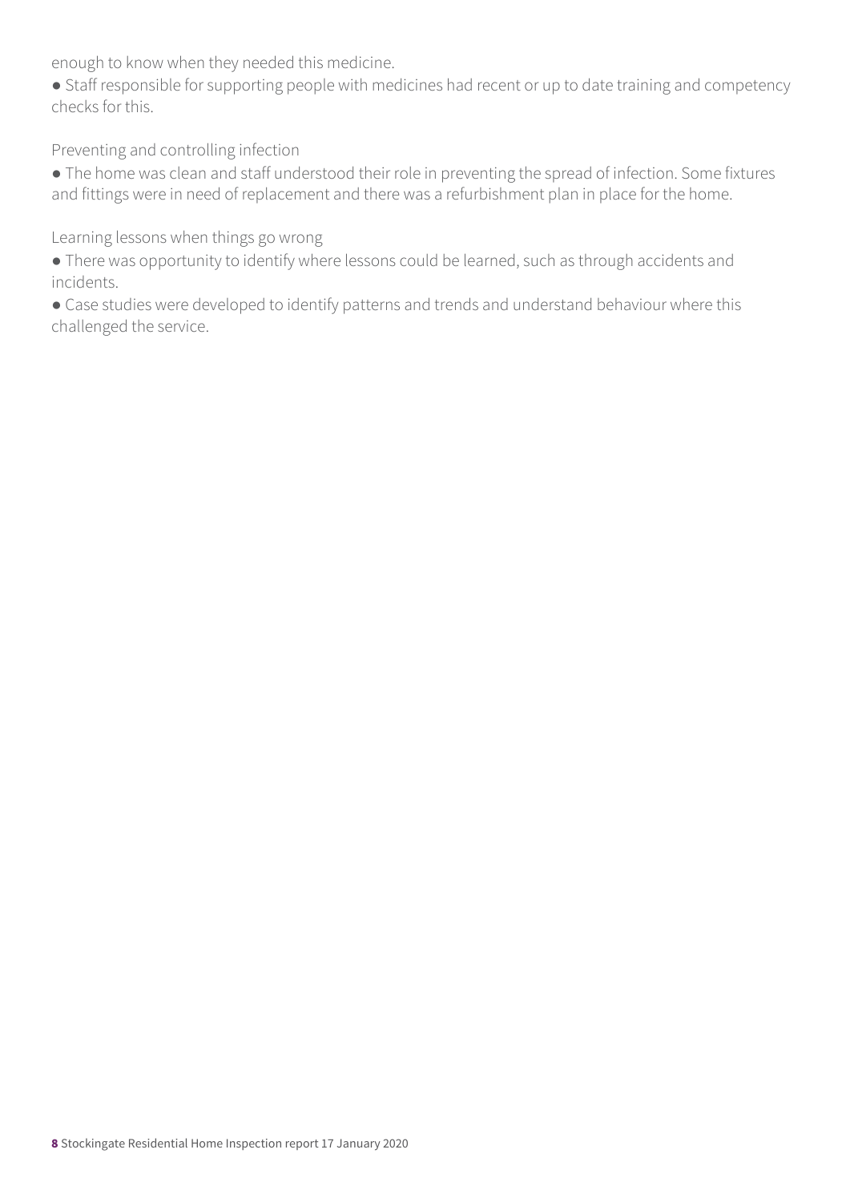enough to know when they needed this medicine.

- Staff responsible for supporting people with medicines had recent or up to date training and competency checks for this.

### Preventing and controlling infection

- The home was clean and staff understood their role in preventing the spread of infection. Some fixtures and fittings were in need of replacement and there was a refurbishment plan in place for the home.

### Learning lessons when things go wrong

- There was opportunity to identify where lessons could be learned, such as through accidents and incidents.
- Case studies were developed to identify patterns and trends and understand behaviour where this challenged the service.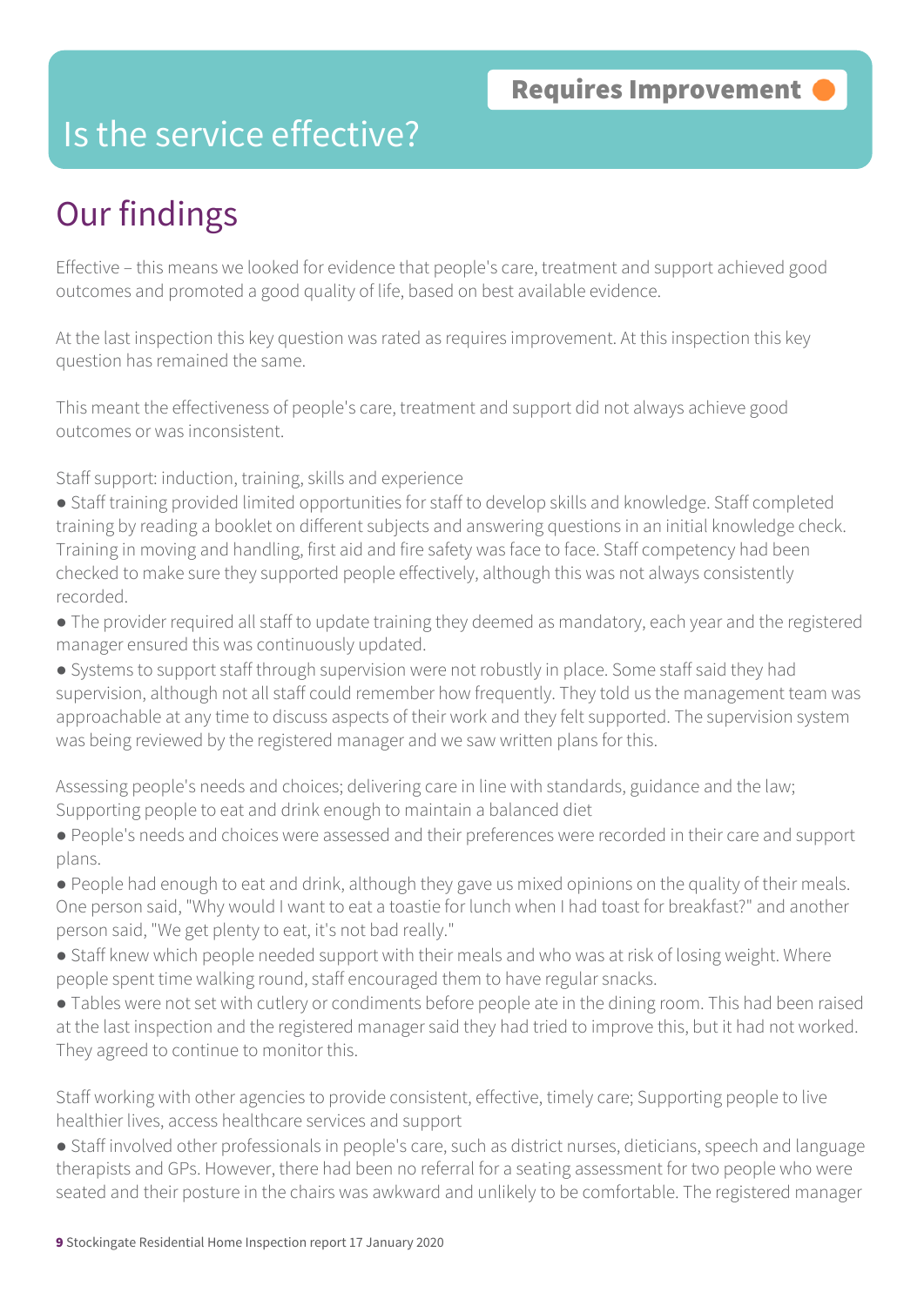# Is the service effective?

**Requires Improvement**

## Our findings

Effective – this means we looked for evidence that people's care, treatment and support achieved good outcomes and promoted a good quality of life, based on best available evidence.

At the last inspection this key question was rated as requires improvement. At this inspection this key question has remained the same.

This meant the effectiveness of people's care, treatment and support did not always achieve good outcomes or was inconsistent.

Staff support: induction, training, skills and experience

- Staff training provided limited opportunities for staff to develop skills and knowledge. Staff completed training by reading a booklet on different subjects and answering questions in an initial knowledge check. Training in moving and handling, first aid and fire safety was face to face. Staff competency had been checked to make sure they supported people effectively, although this was not always consistently recorded.
- The provider required all staff to update training they deemed as mandatory, each year and the registered manager ensured this was continuously updated.
- Systems to support staff through supervision were not robustly in place. Some staff said they had supervision, although not all staff could remember how frequently. They told us the management team was approachable at any time to discuss aspects of their work and they felt supported. The supervision system was being reviewed by the registered manager and we saw written plans for this.

Assessing people's needs and choices; delivering care in line with standards, guidance and the law; Supporting people to eat and drink enough to maintain a balanced diet

- People's needs and choices were assessed and their preferences were recorded in their care and support plans.
- People had enough to eat and drink, although they gave us mixed opinions on the quality of their meals. One person said, "Why would I want to eat a toastie for lunch when I had toast for breakfast?" and another person said, "We get plenty to eat, it's not bad really."
- Staff knew which people needed support with their meals and who was at risk of losing weight. Where people spent time walking round, staff encouraged them to have regular snacks.
- Tables were not set with cutlery or condiments before people ate in the dining room. This had been raised at the last inspection and the registered manager said they had tried to improve this, but it had not worked. They agreed to continue to monitor this.

Staff working with other agencies to provide consistent, effective, timely care; Supporting people to live healthier lives, access healthcare services and support

- Staff involved other professionals in people's care, such as district nurses, dieticians, speech and language therapists and GPs. However, there had been no referral for a seating assessment for two people who were seated and their posture in the chairs was awkward and unlikely to be comfortable. The registered manager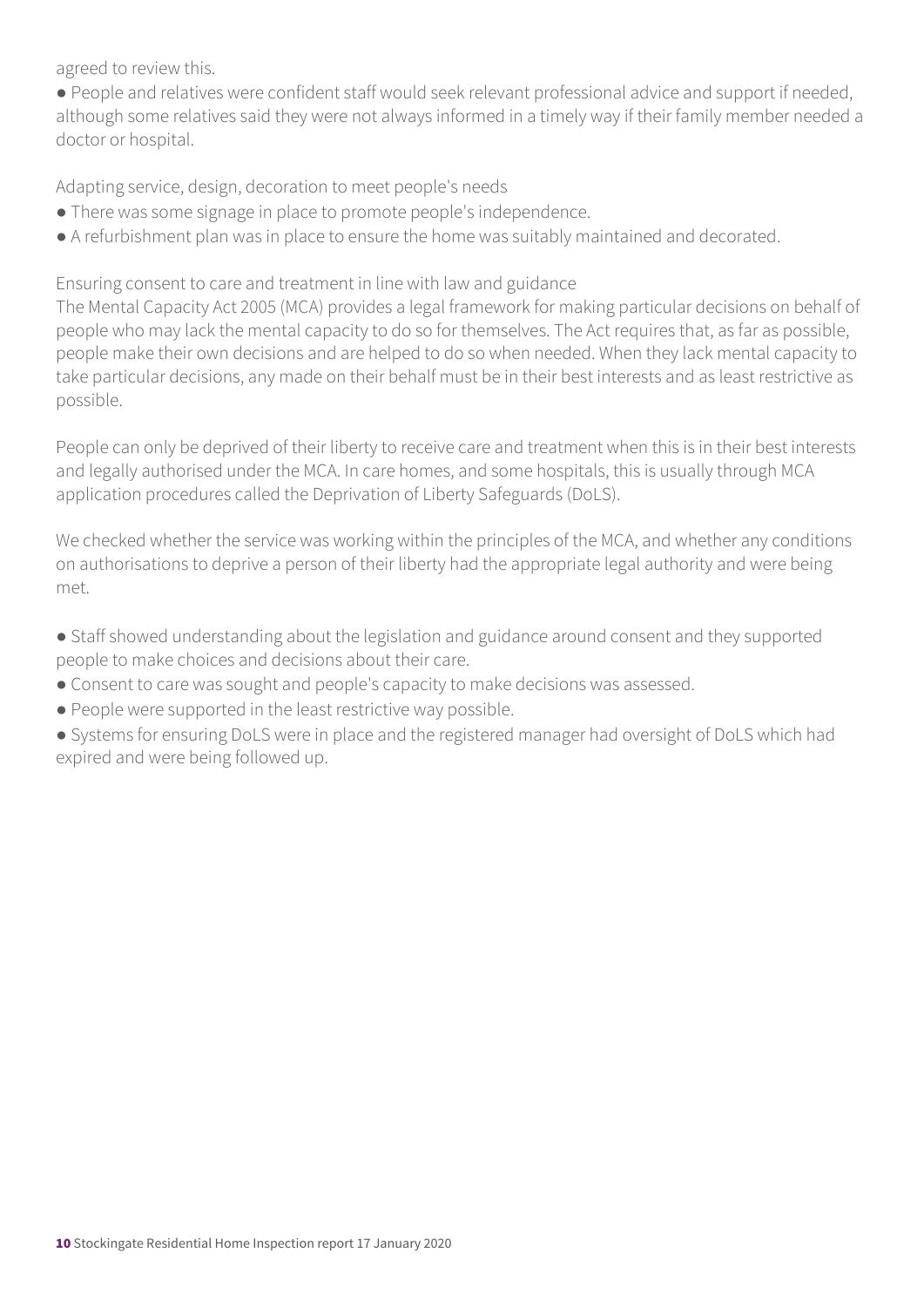agreed to review this.

- People and relatives were confident staff would seek relevant professional advice and support if needed, although some relatives said they were not always informed in a timely way if their family member needed a doctor or hospital.

Adapting service, design, decoration to meet people's needs

- There was some signage in place to promote people's independence.
- A refurbishment plan was in place to ensure the home was suitably maintained and decorated.

Ensuring consent to care and treatment in line with law and guidance

The Mental Capacity Act 2005 (MCA) provides a legal framework for making particular decisions on behalf of people who may lack the mental capacity to do so for themselves. The Act requires that, as far as possible, people make their own decisions and are helped to do so when needed. When they lack mental capacity to take particular decisions, any made on their behalf must be in their best interests and as least restrictive as possible.

People can only be deprived of their liberty to receive care and treatment when this is in their best interests and legally authorised under the MCA. In care homes, and some hospitals, this is usually through MCA application procedures called the Deprivation of Liberty Safeguards (DoLS).

We checked whether the service was working within the principles of the MCA, and whether any conditions on authorisations to deprive a person of their liberty had the appropriate legal authority and were being met.

- Staff showed understanding about the legislation and guidance around consent and they supported people to make choices and decisions about their care.
- Consent to care was sought and people's capacity to make decisions was assessed.
- People were supported in the least restrictive way possible.
- Systems for ensuring DoLS were in place and the registered manager had oversight of DoLS which had expired and were being followed up.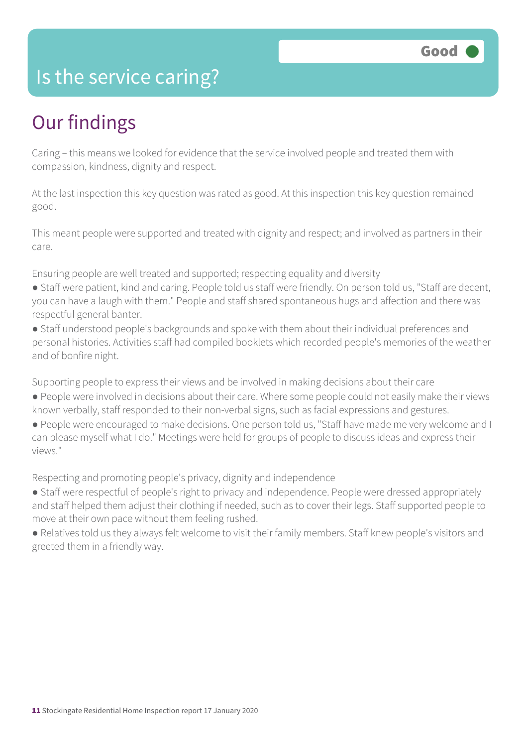# Is the service caring?

Good

## Our findings

Caring – this means we looked for evidence that the service involved people and treated them with compassion, kindness, dignity and respect.

At the last inspection this key question was rated as good. At this inspection this key question remained good.

This meant people were supported and treated with dignity and respect; and involved as partners in their care.

Ensuring people are well treated and supported; respecting equality and diversity

- Staff were patient, kind and caring. People told us staff were friendly. On person told us, "Staff are decent, you can have a laugh with them." People and staff shared spontaneous hugs and affection and there was respectful general banter.
- Staff understood people's backgrounds and spoke with them about their individual preferences and personal histories. Activities staff had compiled booklets which recorded people's memories of the weather and of bonfire night.

Supporting people to express their views and be involved in making decisions about their care

- People were involved in decisions about their care. Where some people could not easily make their views known verbally, staff responded to their non-verbal signs, such as facial expressions and gestures.
- People were encouraged to make decisions. One person told us, "Staff have made me very welcome and I can please myself what I do." Meetings were held for groups of people to discuss ideas and express their views."

Respecting and promoting people's privacy, dignity and independence

- Staff were respectful of people's right to privacy and independence. People were dressed appropriately and staff helped them adjust their clothing if needed, such as to cover their legs. Staff supported people to move at their own pace without them feeling rushed.
- Relatives told us they always felt welcome to visit their family members. Staff knew people's visitors and greeted them in a friendly way.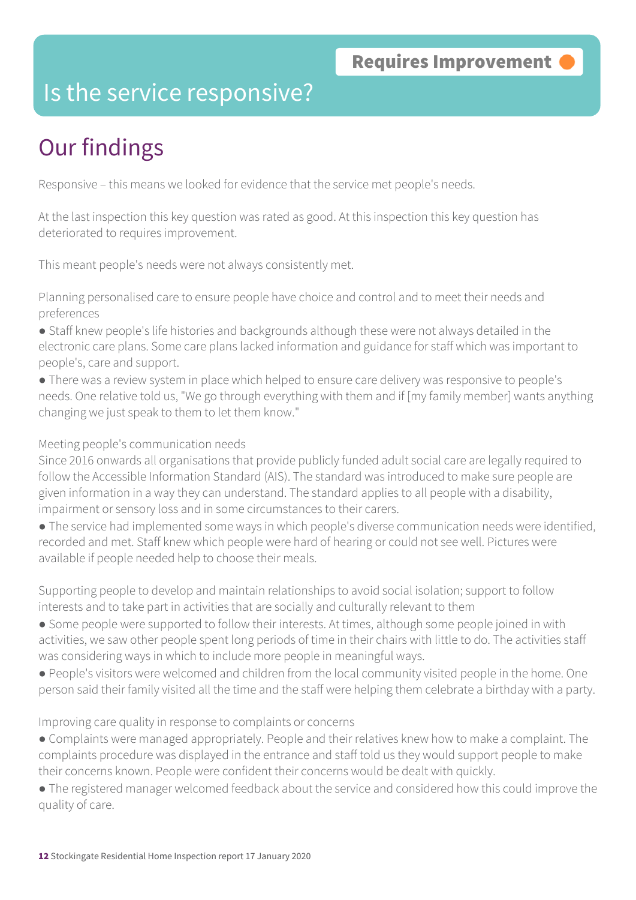**Requires Improvement**

# Is the service responsive?

## Our findings

Responsive – this means we looked for evidence that the service met people's needs.

At the last inspection this key question was rated as good. At this inspection this key question has deteriorated to requires improvement.

This meant people's needs were not always consistently met.

Planning personalised care to ensure people have choice and control and to meet their needs and preferences

- Staff knew people's life histories and backgrounds although these were not always detailed in the electronic care plans. Some care plans lacked information and guidance for staff which was important to people's, care and support.
- There was a review system in place which helped to ensure care delivery was responsive to people's needs. One relative told us, "We go through everything with them and if [my family member] wants anything changing we just speak to them to let them know."

Meeting people's communication needs

Since 2016 onwards all organisations that provide publicly funded adult social care are legally required to follow the Accessible Information Standard (AIS). The standard was introduced to make sure people are given information in a way they can understand. The standard applies to all people with a disability, impairment or sensory loss and in some circumstances to their carers.

- The service had implemented some ways in which people's diverse communication needs were identified, recorded and met. Staff knew which people were hard of hearing or could not see well. Pictures were available if people needed help to choose their meals.

Supporting people to develop and maintain relationships to avoid social isolation; support to follow interests and to take part in activities that are socially and culturally relevant to them

- Some people were supported to follow their interests. At times, although some people joined in with activities, we saw other people spent long periods of time in their chairs with little to do. The activities staff was considering ways in which to include more people in meaningful ways.
- People's visitors were welcomed and children from the local community visited people in the home. One person said their family visited all the time and the staff were helping them celebrate a birthday with a party.

Improving care quality in response to complaints or concerns

- Complaints were managed appropriately. People and their relatives knew how to make a complaint. The complaints procedure was displayed in the entrance and staff told us they would support people to make their concerns known. People were confident their concerns would be dealt with quickly.
- The registered manager welcomed feedback about the service and considered how this could improve the quality of care.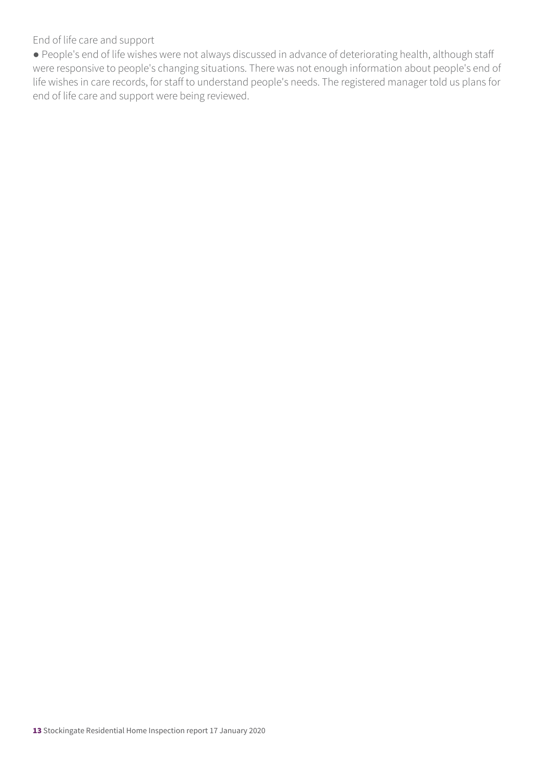End of life care and support

- People's end of life wishes were not always discussed in advance of deteriorating health, although staff were responsive to people's changing situations. There was not enough information about people's end of life wishes in care records, for staff to understand people's needs. The registered manager told us plans for end of life care and support were being reviewed.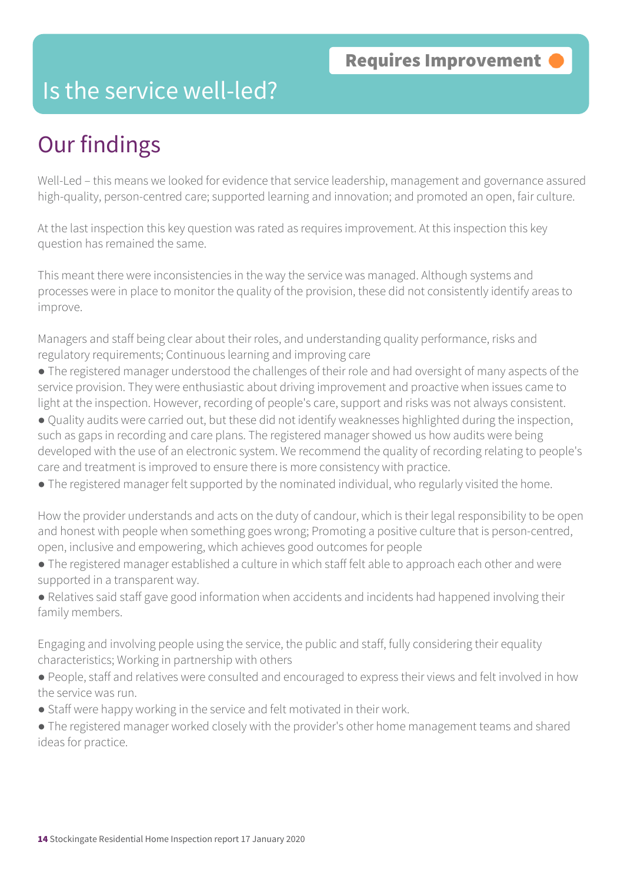Requires Improvement

# Is the service well-led?

## Our findings

Well-Led – this means we looked for evidence that service leadership, management and governance assured high-quality, person-centred care; supported learning and innovation; and promoted an open, fair culture.

At the last inspection this key question was rated as requires improvement. At this inspection this key question has remained the same.

This meant there were inconsistencies in the way the service was managed. Although systems and processes were in place to monitor the quality of the provision, these did not consistently identify areas to improve.

Managers and staff being clear about their roles, and understanding quality performance, risks and regulatory requirements; Continuous learning and improving care

- The registered manager understood the challenges of their role and had oversight of many aspects of the service provision. They were enthusiastic about driving improvement and proactive when issues came to light at the inspection. However, recording of people's care, support and risks was not always consistent.
- Quality audits were carried out, but these did not identify weaknesses highlighted during the inspection, such as gaps in recording and care plans. The registered manager showed us how audits were being developed with the use of an electronic system. We recommend the quality of recording relating to people's care and treatment is improved to ensure there is more consistency with practice.
- The registered manager felt supported by the nominated individual, who regularly visited the home.

How the provider understands and acts on the duty of candour, which is their legal responsibility to be open and honest with people when something goes wrong; Promoting a positive culture that is person-centred, open, inclusive and empowering, which achieves good outcomes for people

- The registered manager established a culture in which staff felt able to approach each other and were supported in a transparent way.
- Relatives said staff gave good information when accidents and incidents had happened involving their family members.

Engaging and involving people using the service, the public and staff, fully considering their equality characteristics; Working in partnership with others

- People, staff and relatives were consulted and encouraged to express their views and felt involved in how the service was run.
- Staff were happy working in the service and felt motivated in their work.
- The registered manager worked closely with the provider's other home management teams and shared ideas for practice.